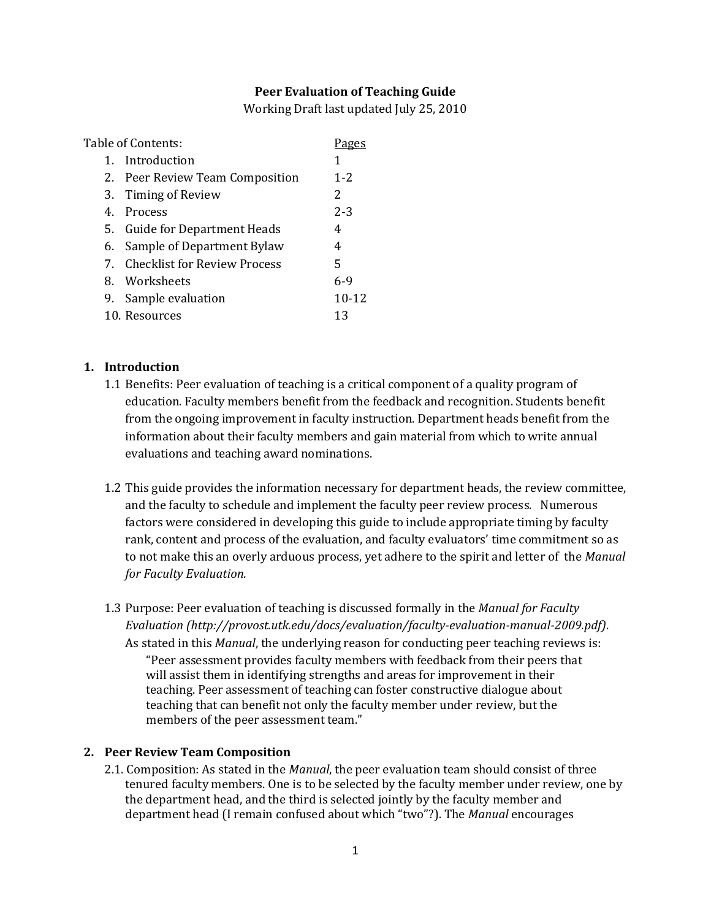# Peer Evaluation of Teaching Guide

Working Draft last updated July 25, 2010

| Table of Contents: | Pages |
|---|---|
| 1. Introduction | 1 |
| 2. Peer Review Team Composition | 1-2 |
| 3. Timing of Review | 2 |
| 4. Process | 2-3 |
| 5. Guide for Department Heads | 4 |
| 6. Sample of Department Bylaw | 4 |
| 7. Checklist for Review Process | 5 |
| 8. Worksheets | 6-9 |
| 9. Sample evaluation | 10-12 |
| 10. Resources | 13 |

## 1. Introduction

1.1 Benefits: Peer evaluation of teaching is a critical component of a quality program of education. Faculty members benefit from the feedback and recognition. Students benefit from the ongoing improvement in faculty instruction. Department heads benefit from the information about their faculty members and gain material from which to write annual evaluations and teaching award nominations.

1.2 This guide provides the information necessary for department heads, the review committee, and the faculty to schedule and implement the faculty peer review process. Numerous factors were considered in developing this guide to include appropriate timing by faculty rank, content and process of the evaluation, and faculty evaluators' time commitment so as to not make this an overly arduous process, yet adhere to the spirit and letter of the *Manual for Faculty Evaluation.*

1.3 Purpose: Peer evaluation of teaching is discussed formally in the *Manual for Faculty Evaluation (http://provost.utk.edu/docs/evaluation/faculty-evaluation-manual-2009.pdf)*. As stated in this *Manual*, the underlying reason for conducting peer teaching reviews is:

> "Peer assessment provides faculty members with feedback from their peers that will assist them in identifying strengths and areas for improvement in their teaching. Peer assessment of teaching can foster constructive dialogue about teaching that can benefit not only the faculty member under review, but the members of the peer assessment team."

## 2. Peer Review Team Composition

2.1. Composition: As stated in the *Manual*, the peer evaluation team should consist of three tenured faculty members. One is to be selected by the faculty member under review, one by the department head, and the third is selected jointly by the faculty member and department head (I remain confused about which "two"?). The *Manual* encourages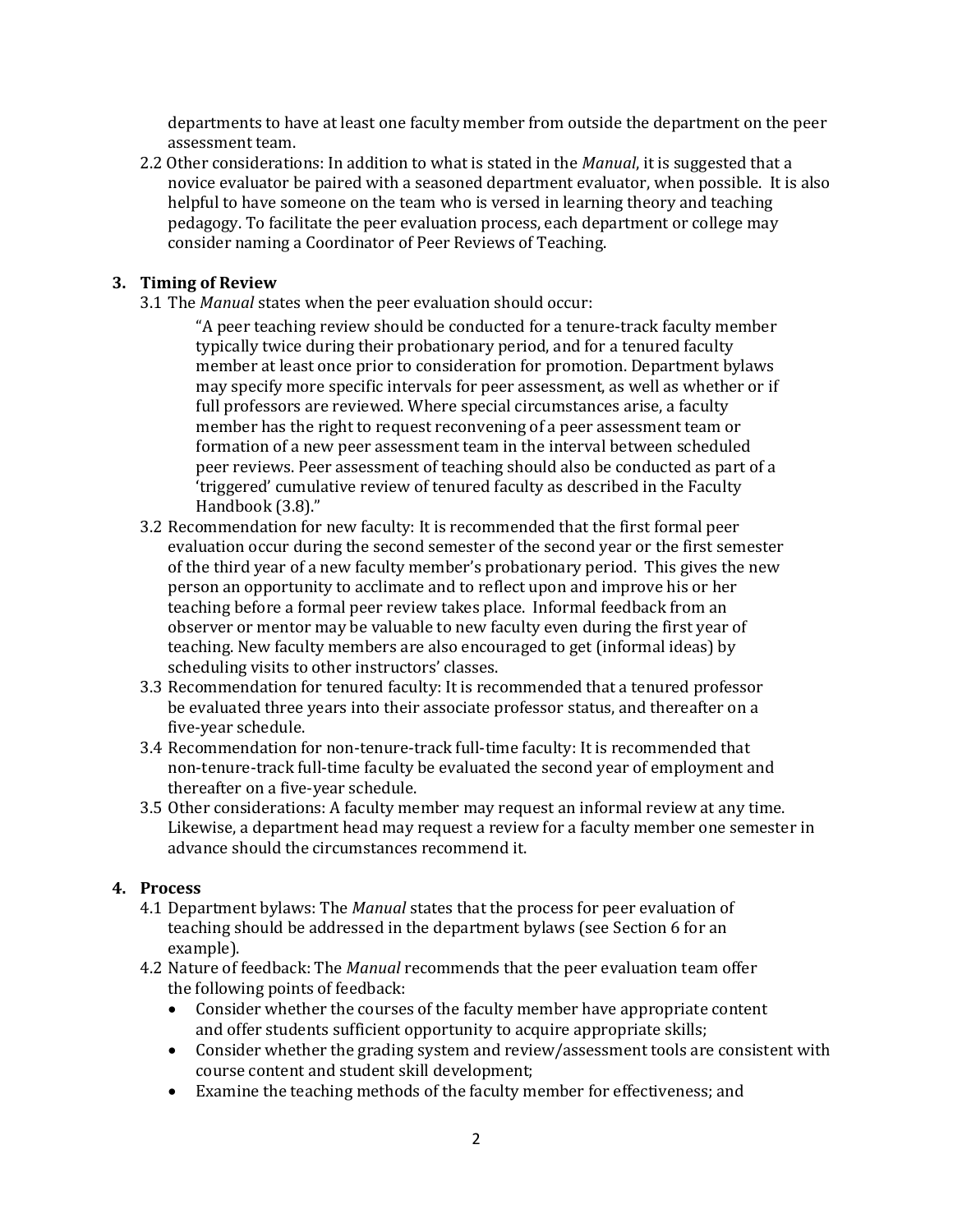departments to have at least one faculty member from outside the department on the peer assessment team.

2.2 Other considerations: In addition to what is stated in the *Manual*, it is suggested that a novice evaluator be paired with a seasoned department evaluator, when possible. It is also helpful to have someone on the team who is versed in learning theory and teaching pedagogy. To facilitate the peer evaluation process, each department or college may consider naming a Coordinator of Peer Reviews of Teaching.

## 3. Timing of Review

3.1 The *Manual* states when the peer evaluation should occur:

> "A peer teaching review should be conducted for a tenure-track faculty member typically twice during their probationary period, and for a tenured faculty member at least once prior to consideration for promotion. Department bylaws may specify more specific intervals for peer assessment, as well as whether or if full professors are reviewed. Where special circumstances arise, a faculty member has the right to request reconvening of a peer assessment team or formation of a new peer assessment team in the interval between scheduled peer reviews. Peer assessment of teaching should also be conducted as part of a 'triggered' cumulative review of tenured faculty as described in the Faculty Handbook (3.8)."

3.2 Recommendation for new faculty: It is recommended that the first formal peer evaluation occur during the second semester of the second year or the first semester of the third year of a new faculty member's probationary period. This gives the new person an opportunity to acclimate and to reflect upon and improve his or her teaching before a formal peer review takes place. Informal feedback from an observer or mentor may be valuable to new faculty even during the first year of teaching. New faculty members are also encouraged to get (informal ideas) by scheduling visits to other instructors' classes.

3.3 Recommendation for tenured faculty: It is recommended that a tenured professor be evaluated three years into their associate professor status, and thereafter on a five-year schedule.

3.4 Recommendation for non-tenure-track full-time faculty: It is recommended that non-tenure-track full-time faculty be evaluated the second year of employment and thereafter on a five-year schedule.

3.5 Other considerations: A faculty member may request an informal review at any time. Likewise, a department head may request a review for a faculty member one semester in advance should the circumstances recommend it.

## 4. Process

4.1 Department bylaws: The *Manual* states that the process for peer evaluation of teaching should be addressed in the department bylaws (see Section 6 for an example).

4.2 Nature of feedback: The *Manual* recommends that the peer evaluation team offer the following points of feedback:

- Consider whether the courses of the faculty member have appropriate content and offer students sufficient opportunity to acquire appropriate skills;
- Consider whether the grading system and review/assessment tools are consistent with course content and student skill development;
- Examine the teaching methods of the faculty member for effectiveness; and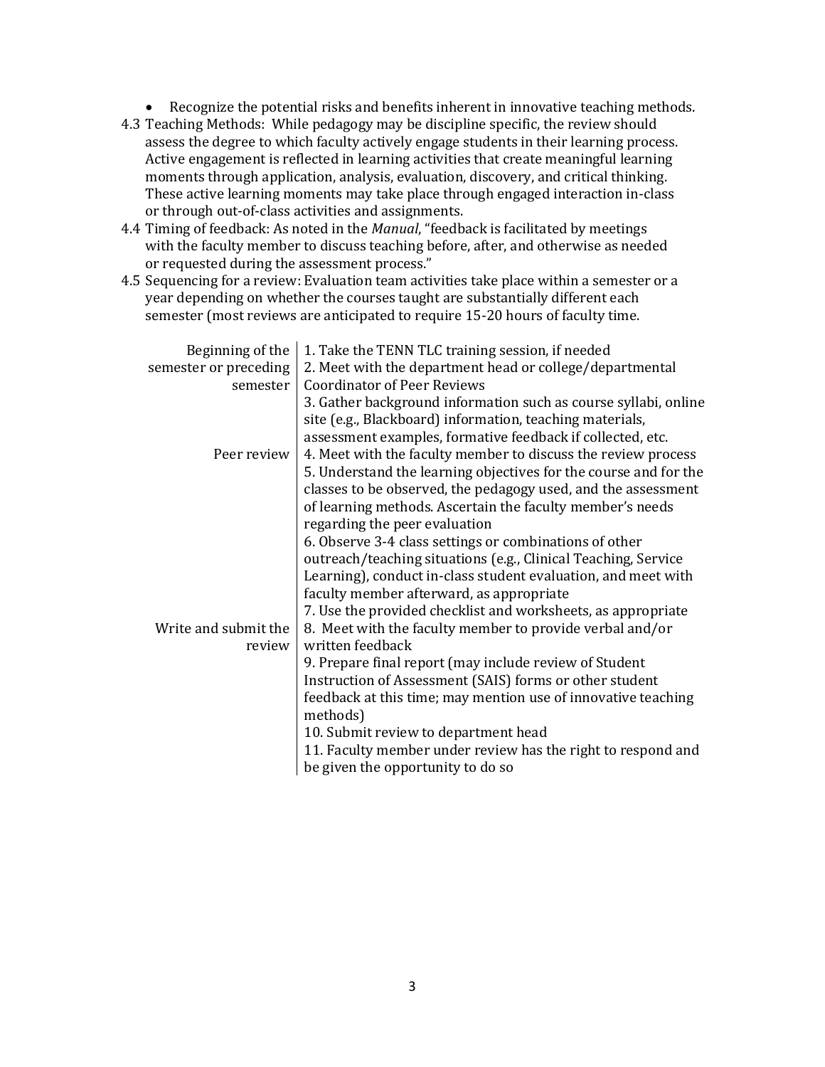- Recognize the potential risks and benefits inherent in innovative teaching methods.

4.3 Teaching Methods: While pedagogy may be discipline specific, the review should assess the degree to which faculty actively engage students in their learning process. Active engagement is reflected in learning activities that create meaningful learning moments through application, analysis, evaluation, discovery, and critical thinking. These active learning moments may take place through engaged interaction in-class or through out-of-class activities and assignments.

4.4 Timing of feedback: As noted in the *Manual*, "feedback is facilitated by meetings with the faculty member to discuss teaching before, after, and otherwise as needed or requested during the assessment process."

4.5 Sequencing for a review: Evaluation team activities take place within a semester or a year depending on whether the courses taught are substantially different each semester (most reviews are anticipated to require 15-20 hours of faculty time.

| | |
|---|---|
| Beginning of the semester or preceding semester | 1. Take the TENN TLC training session, if needed<br>2. Meet with the department head or college/departmental Coordinator of Peer Reviews<br>3. Gather background information such as course syllabi, online site (e.g., Blackboard) information, teaching materials, assessment examples, formative feedback if collected, etc. |
| Peer review | 4. Meet with the faculty member to discuss the review process<br>5. Understand the learning objectives for the course and for the classes to be observed, the pedagogy used, and the assessment of learning methods. Ascertain the faculty member's needs regarding the peer evaluation<br>6. Observe 3-4 class settings or combinations of other outreach/teaching situations (e.g., Clinical Teaching, Service Learning), conduct in-class student evaluation, and meet with faculty member afterward, as appropriate<br>7. Use the provided checklist and worksheets, as appropriate |
| Write and submit the review | 8. Meet with the faculty member to provide verbal and/or written feedback<br>9. Prepare final report (may include review of Student Instruction of Assessment (SAIS) forms or other student feedback at this time; may mention use of innovative teaching methods)<br>10. Submit review to department head<br>11. Faculty member under review has the right to respond and be given the opportunity to do so |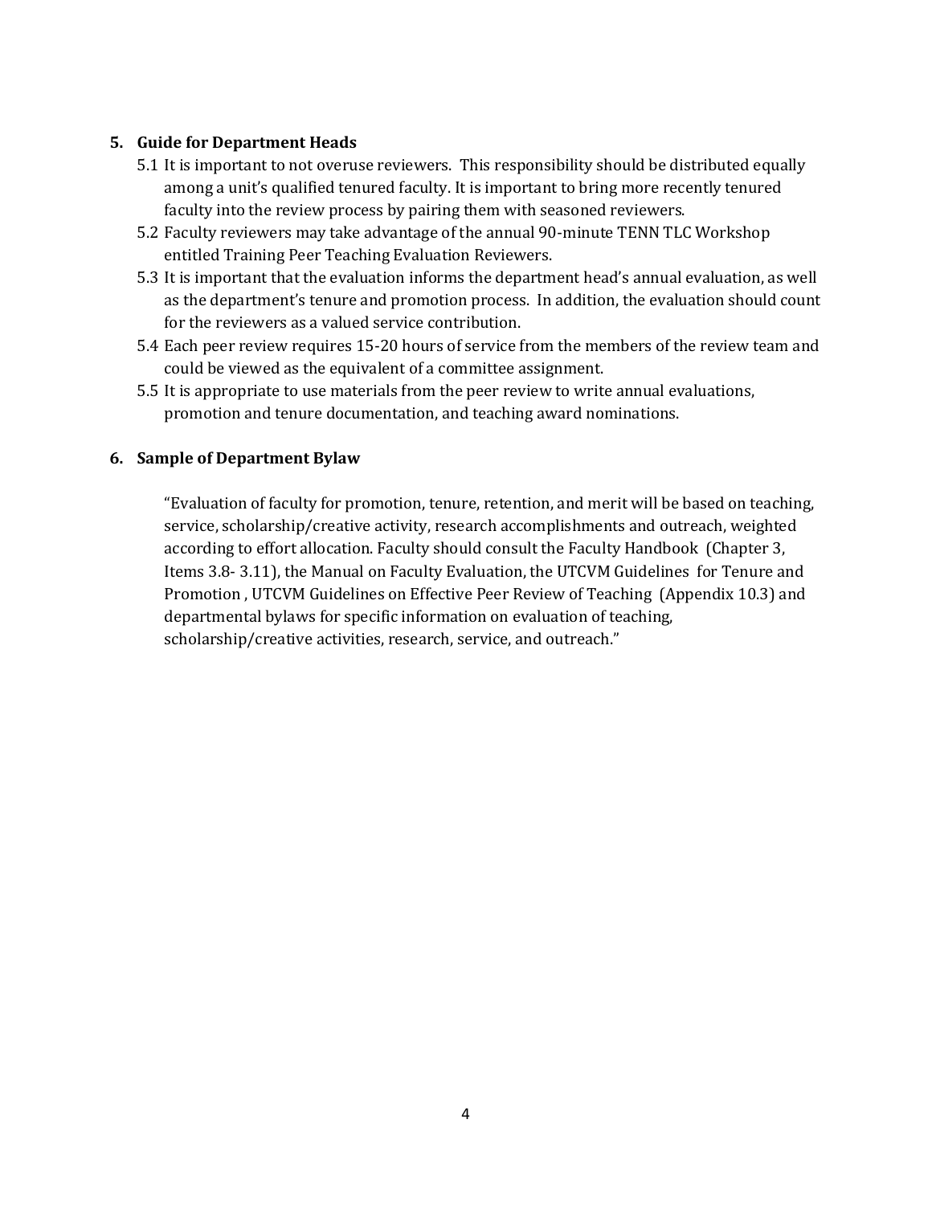## 5. Guide for Department Heads

5.1 It is important to not overuse reviewers. This responsibility should be distributed equally among a unit's qualified tenured faculty. It is important to bring more recently tenured faculty into the review process by pairing them with seasoned reviewers.

5.2 Faculty reviewers may take advantage of the annual 90-minute TENN TLC Workshop entitled Training Peer Teaching Evaluation Reviewers.

5.3 It is important that the evaluation informs the department head's annual evaluation, as well as the department's tenure and promotion process. In addition, the evaluation should count for the reviewers as a valued service contribution.

5.4 Each peer review requires 15-20 hours of service from the members of the review team and could be viewed as the equivalent of a committee assignment.

5.5 It is appropriate to use materials from the peer review to write annual evaluations, promotion and tenure documentation, and teaching award nominations.

## 6. Sample of Department Bylaw

"Evaluation of faculty for promotion, tenure, retention, and merit will be based on teaching, service, scholarship/creative activity, research accomplishments and outreach, weighted according to effort allocation. Faculty should consult the Faculty Handbook (Chapter 3, Items 3.8- 3.11), the Manual on Faculty Evaluation, the UTCVM Guidelines for Tenure and Promotion , UTCVM Guidelines on Effective Peer Review of Teaching (Appendix 10.3) and departmental bylaws for specific information on evaluation of teaching, scholarship/creative activities, research, service, and outreach."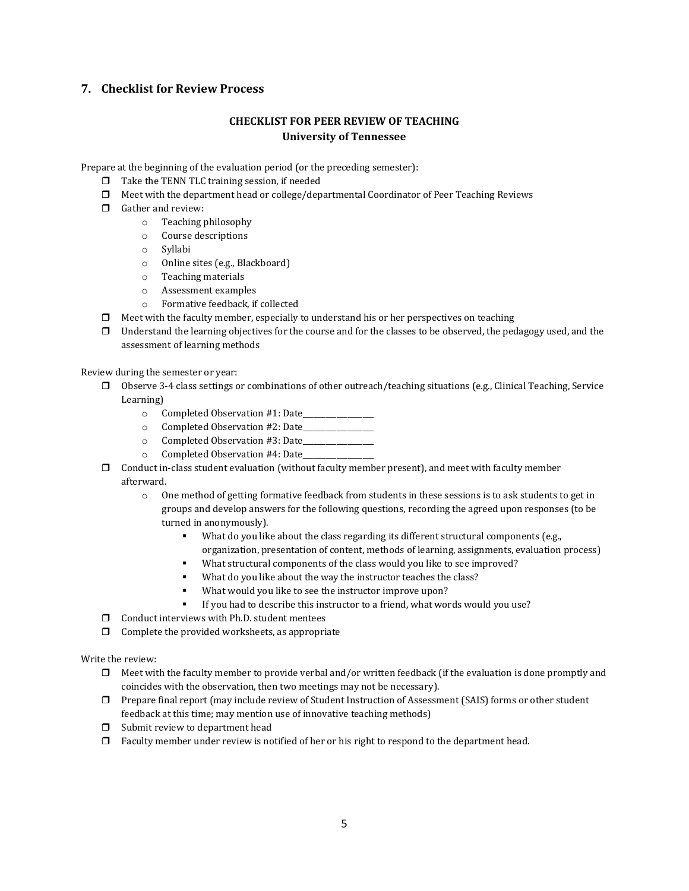## 7. Checklist for Review Process

### CHECKLIST FOR PEER REVIEW OF TEACHING
### University of Tennessee

Prepare at the beginning of the evaluation period (or the preceding semester):

- ❒ Take the TENN TLC training session, if needed
- ❒ Meet with the department head or college/departmental Coordinator of Peer Teaching Reviews
- ❒ Gather and review:
  - Teaching philosophy
  - Course descriptions
  - Syllabi
  - Online sites (e.g., Blackboard)
  - Teaching materials
  - Assessment examples
  - Formative feedback, if collected
- ❒ Meet with the faculty member, especially to understand his or her perspectives on teaching
- ❒ Understand the learning objectives for the course and for the classes to be observed, the pedagogy used, and the assessment of learning methods

Review during the semester or year:

- ❒ Observe 3-4 class settings or combinations of other outreach/teaching situations (e.g., Clinical Teaching, Service Learning)
  - Completed Observation #1: Date_______________
  - Completed Observation #2: Date_______________
  - Completed Observation #3: Date_______________
  - Completed Observation #4: Date_______________
- ❒ Conduct in-class student evaluation (without faculty member present), and meet with faculty member afterward.
  - One method of getting formative feedback from students in these sessions is to ask students to get in groups and develop answers for the following questions, recording the agreed upon responses (to be turned in anonymously).
    - What do you like about the class regarding its different structural components (e.g., organization, presentation of content, methods of learning, assignments, evaluation process)
    - What structural components of the class would you like to see improved?
    - What do you like about the way the instructor teaches the class?
    - What would you like to see the instructor improve upon?
    - If you had to describe this instructor to a friend, what words would you use?
- ❒ Conduct interviews with Ph.D. student mentees
- ❒ Complete the provided worksheets, as appropriate

Write the review:

- ❒ Meet with the faculty member to provide verbal and/or written feedback (if the evaluation is done promptly and coincides with the observation, then two meetings may not be necessary).
- ❒ Prepare final report (may include review of Student Instruction of Assessment (SAIS) forms or other student feedback at this time; may mention use of innovative teaching methods)
- ❒ Submit review to department head
- ❒ Faculty member under review is notified of her or his right to respond to the department head.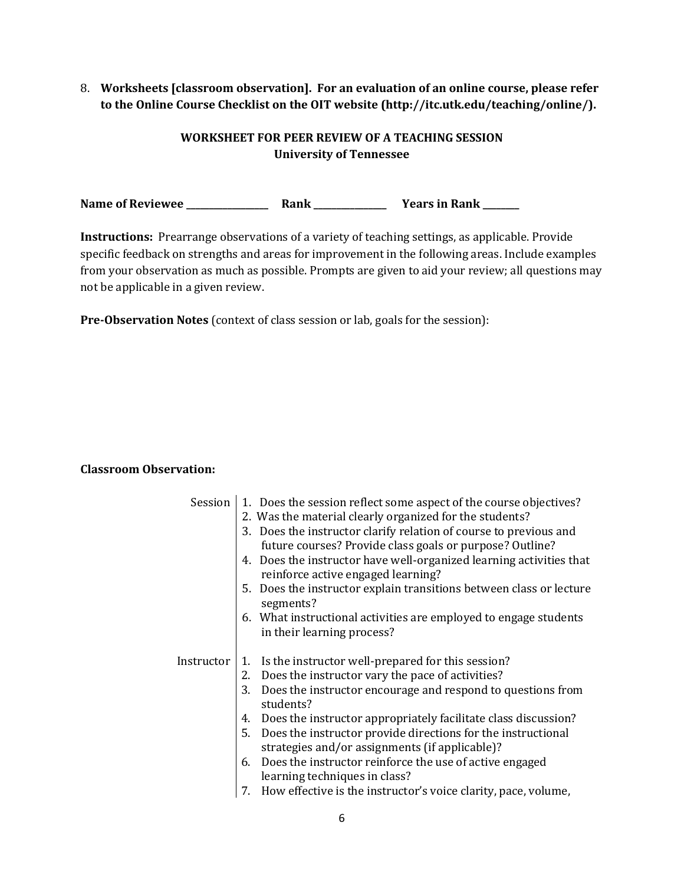8. **Worksheets [classroom observation]. For an evaluation of an online course, please refer to the Online Course Checklist on the OIT website (http://itc.utk.edu/teaching/online/).**

## WORKSHEET FOR PEER REVIEW OF A TEACHING SESSION
### University of Tennessee

**Name of Reviewee** ________________ **Rank** ______________ **Years in Rank** _______

**Instructions:** Prearrange observations of a variety of teaching settings, as applicable. Provide specific feedback on strengths and areas for improvement in the following areas. Include examples from your observation as much as possible. Prompts are given to aid your review; all questions may not be applicable in a given review.

**Pre-Observation Notes** (context of class session or lab, goals for the session):

**Classroom Observation:**

Session

1. Does the session reflect some aspect of the course objectives?
2. Was the material clearly organized for the students?
3. Does the instructor clarify relation of course to previous and future courses? Provide class goals or purpose? Outline?
4. Does the instructor have well-organized learning activities that reinforce active engaged learning?
5. Does the instructor explain transitions between class or lecture segments?
6. What instructional activities are employed to engage students in their learning process?

Instructor

1. Is the instructor well-prepared for this session?
2. Does the instructor vary the pace of activities?
3. Does the instructor encourage and respond to questions from students?
4. Does the instructor appropriately facilitate class discussion?
5. Does the instructor provide directions for the instructional strategies and/or assignments (if applicable)?
6. Does the instructor reinforce the use of active engaged learning techniques in class?
7. How effective is the instructor's voice clarity, pace, volume,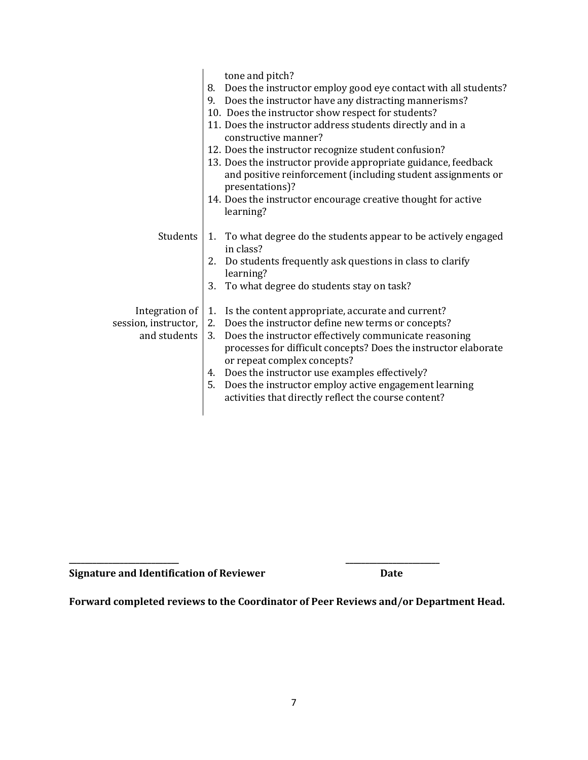| | |
|---|---|
| | tone and pitch?<br>8. Does the instructor employ good eye contact with all students?<br>9. Does the instructor have any distracting mannerisms?<br>10. Does the instructor show respect for students?<br>11. Does the instructor address students directly and in a constructive manner?<br>12. Does the instructor recognize student confusion?<br>13. Does the instructor provide appropriate guidance, feedback and positive reinforcement (including student assignments or presentations)?<br>14. Does the instructor encourage creative thought for active learning? |
| Students | 1. To what degree do the students appear to be actively engaged in class?<br>2. Do students frequently ask questions in class to clarify learning?<br>3. To what degree do students stay on task? |
| Integration of session, instructor, and students | 1. Is the content appropriate, accurate and current?<br>2. Does the instructor define new terms or concepts?<br>3. Does the instructor effectively communicate reasoning processes for difficult concepts? Does the instructor elaborate or repeat complex concepts?<br>4. Does the instructor use examples effectively?<br>5. Does the instructor employ active engagement learning activities that directly reflect the course content? |

___________________________ ___________________________

**Signature and Identification of Reviewer** **Date**

**Forward completed reviews to the Coordinator of Peer Reviews and/or Department Head.**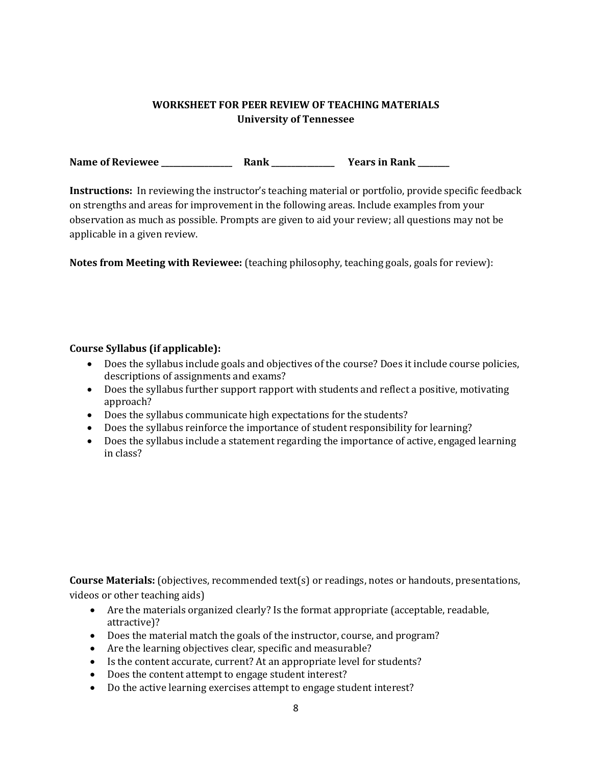**WORKSHEET FOR PEER REVIEW OF TEACHING MATERIALS**
**University of Tennessee**

**Name of Reviewee** ________________ **Rank** ______________ **Years in Rank** _______

**Instructions:** In reviewing the instructor's teaching material or portfolio, provide specific feedback on strengths and areas for improvement in the following areas. Include examples from your observation as much as possible. Prompts are given to aid your review; all questions may not be applicable in a given review.

**Notes from Meeting with Reviewee:** (teaching philosophy, teaching goals, goals for review):

**Course Syllabus (if applicable):**

- Does the syllabus include goals and objectives of the course? Does it include course policies, descriptions of assignments and exams?
- Does the syllabus further support rapport with students and reflect a positive, motivating approach?
- Does the syllabus communicate high expectations for the students?
- Does the syllabus reinforce the importance of student responsibility for learning?
- Does the syllabus include a statement regarding the importance of active, engaged learning in class?

**Course Materials:** (objectives, recommended text(s) or readings, notes or handouts, presentations, videos or other teaching aids)

- Are the materials organized clearly? Is the format appropriate (acceptable, readable, attractive)?
- Does the material match the goals of the instructor, course, and program?
- Are the learning objectives clear, specific and measurable?
- Is the content accurate, current? At an appropriate level for students?
- Does the content attempt to engage student interest?
- Do the active learning exercises attempt to engage student interest?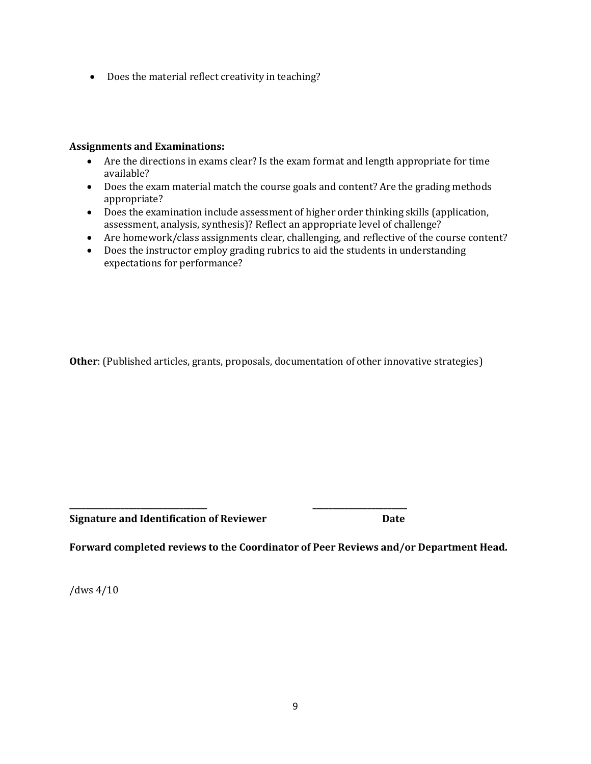- Does the material reflect creativity in teaching?

**Assignments and Examinations:**

- Are the directions in exams clear? Is the exam format and length appropriate for time available?
- Does the exam material match the course goals and content? Are the grading methods appropriate?
- Does the examination include assessment of higher order thinking skills (application, assessment, analysis, synthesis)? Reflect an appropriate level of challenge?
- Are homework/class assignments clear, challenging, and reflective of the course content?
- Does the instructor employ grading rubrics to aid the students in understanding expectations for performance?

**Other**: (Published articles, grants, proposals, documentation of other innovative strategies)

\_\_\_\_\_\_\_\_\_\_\_\_\_\_\_\_\_\_\_\_\_\_\_\_\_\_\_\_\_\_\_\_\_\_ \_\_\_\_\_\_\_\_\_\_\_\_\_\_\_\_\_\_\_\_\_\_\_
**Signature and Identification of Reviewer** **Date**

**Forward completed reviews to the Coordinator of Peer Reviews and/or Department Head.**

/dws 4/10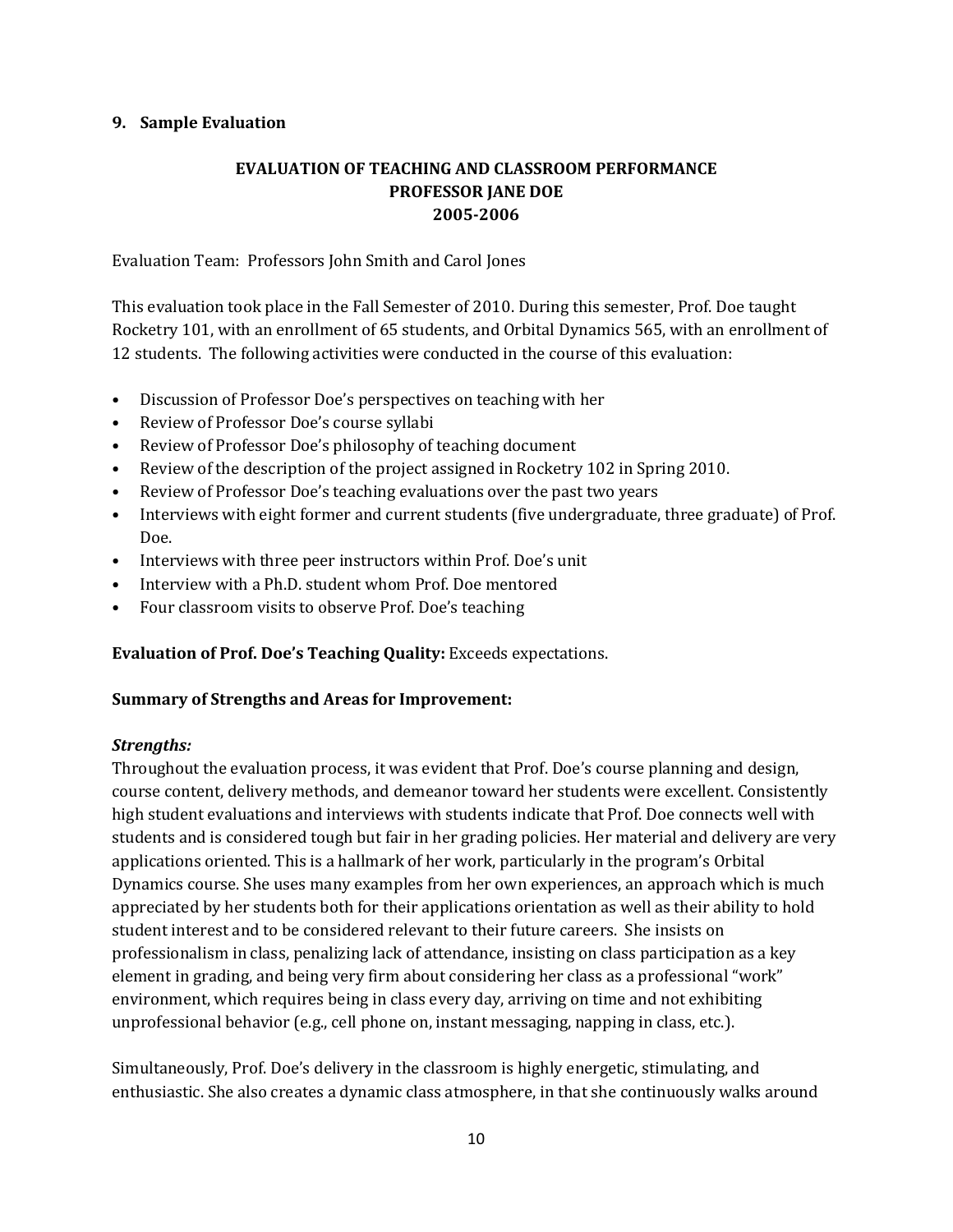## 9. Sample Evaluation

### EVALUATION OF TEACHING AND CLASSROOM PERFORMANCE
### PROFESSOR JANE DOE
### 2005-2006

Evaluation Team: Professors John Smith and Carol Jones

This evaluation took place in the Fall Semester of 2010. During this semester, Prof. Doe taught Rocketry 101, with an enrollment of 65 students, and Orbital Dynamics 565, with an enrollment of 12 students. The following activities were conducted in the course of this evaluation:

- Discussion of Professor Doe's perspectives on teaching with her
- Review of Professor Doe's course syllabi
- Review of Professor Doe's philosophy of teaching document
- Review of the description of the project assigned in Rocketry 102 in Spring 2010.
- Review of Professor Doe's teaching evaluations over the past two years
- Interviews with eight former and current students (five undergraduate, three graduate) of Prof. Doe.
- Interviews with three peer instructors within Prof. Doe's unit
- Interview with a Ph.D. student whom Prof. Doe mentored
- Four classroom visits to observe Prof. Doe's teaching

**Evaluation of Prof. Doe's Teaching Quality:** Exceeds expectations.

**Summary of Strengths and Areas for Improvement:**

***Strengths:***
Throughout the evaluation process, it was evident that Prof. Doe's course planning and design, course content, delivery methods, and demeanor toward her students were excellent. Consistently high student evaluations and interviews with students indicate that Prof. Doe connects well with students and is considered tough but fair in her grading policies. Her material and delivery are very applications oriented. This is a hallmark of her work, particularly in the program's Orbital Dynamics course. She uses many examples from her own experiences, an approach which is much appreciated by her students both for their applications orientation as well as their ability to hold student interest and to be considered relevant to their future careers. She insists on professionalism in class, penalizing lack of attendance, insisting on class participation as a key element in grading, and being very firm about considering her class as a professional "work" environment, which requires being in class every day, arriving on time and not exhibiting unprofessional behavior (e.g., cell phone on, instant messaging, napping in class, etc.).

Simultaneously, Prof. Doe's delivery in the classroom is highly energetic, stimulating, and enthusiastic. She also creates a dynamic class atmosphere, in that she continuously walks around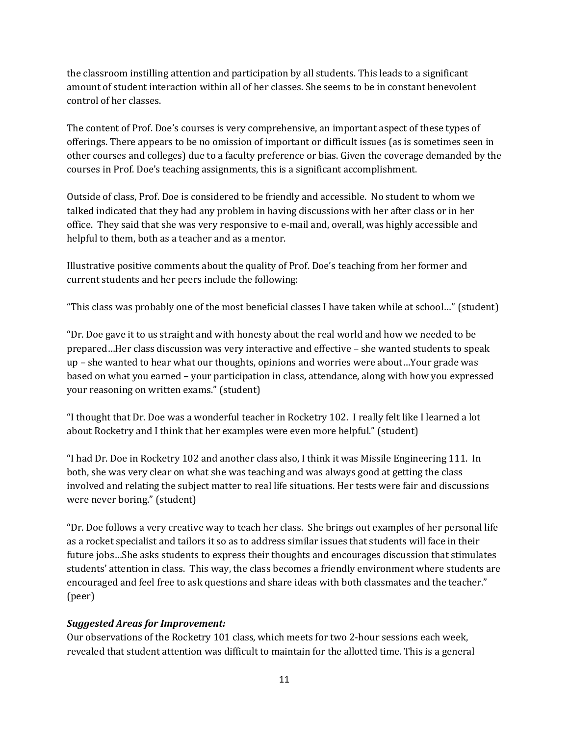the classroom instilling attention and participation by all students. This leads to a significant amount of student interaction within all of her classes. She seems to be in constant benevolent control of her classes.

The content of Prof. Doe's courses is very comprehensive, an important aspect of these types of offerings. There appears to be no omission of important or difficult issues (as is sometimes seen in other courses and colleges) due to a faculty preference or bias. Given the coverage demanded by the courses in Prof. Doe's teaching assignments, this is a significant accomplishment.

Outside of class, Prof. Doe is considered to be friendly and accessible. No student to whom we talked indicated that they had any problem in having discussions with her after class or in her office. They said that she was very responsive to e-mail and, overall, was highly accessible and helpful to them, both as a teacher and as a mentor.

Illustrative positive comments about the quality of Prof. Doe's teaching from her former and current students and her peers include the following:

"This class was probably one of the most beneficial classes I have taken while at school…" (student)

"Dr. Doe gave it to us straight and with honesty about the real world and how we needed to be prepared…Her class discussion was very interactive and effective – she wanted students to speak up – she wanted to hear what our thoughts, opinions and worries were about…Your grade was based on what you earned – your participation in class, attendance, along with how you expressed your reasoning on written exams." (student)

"I thought that Dr. Doe was a wonderful teacher in Rocketry 102. I really felt like I learned a lot about Rocketry and I think that her examples were even more helpful." (student)

"I had Dr. Doe in Rocketry 102 and another class also, I think it was Missile Engineering 111. In both, she was very clear on what she was teaching and was always good at getting the class involved and relating the subject matter to real life situations. Her tests were fair and discussions were never boring." (student)

"Dr. Doe follows a very creative way to teach her class. She brings out examples of her personal life as a rocket specialist and tailors it so as to address similar issues that students will face in their future jobs…She asks students to express their thoughts and encourages discussion that stimulates students' attention in class. This way, the class becomes a friendly environment where students are encouraged and feel free to ask questions and share ideas with both classmates and the teacher." (peer)

***Suggested Areas for Improvement:***

Our observations of the Rocketry 101 class, which meets for two 2-hour sessions each week, revealed that student attention was difficult to maintain for the allotted time. This is a general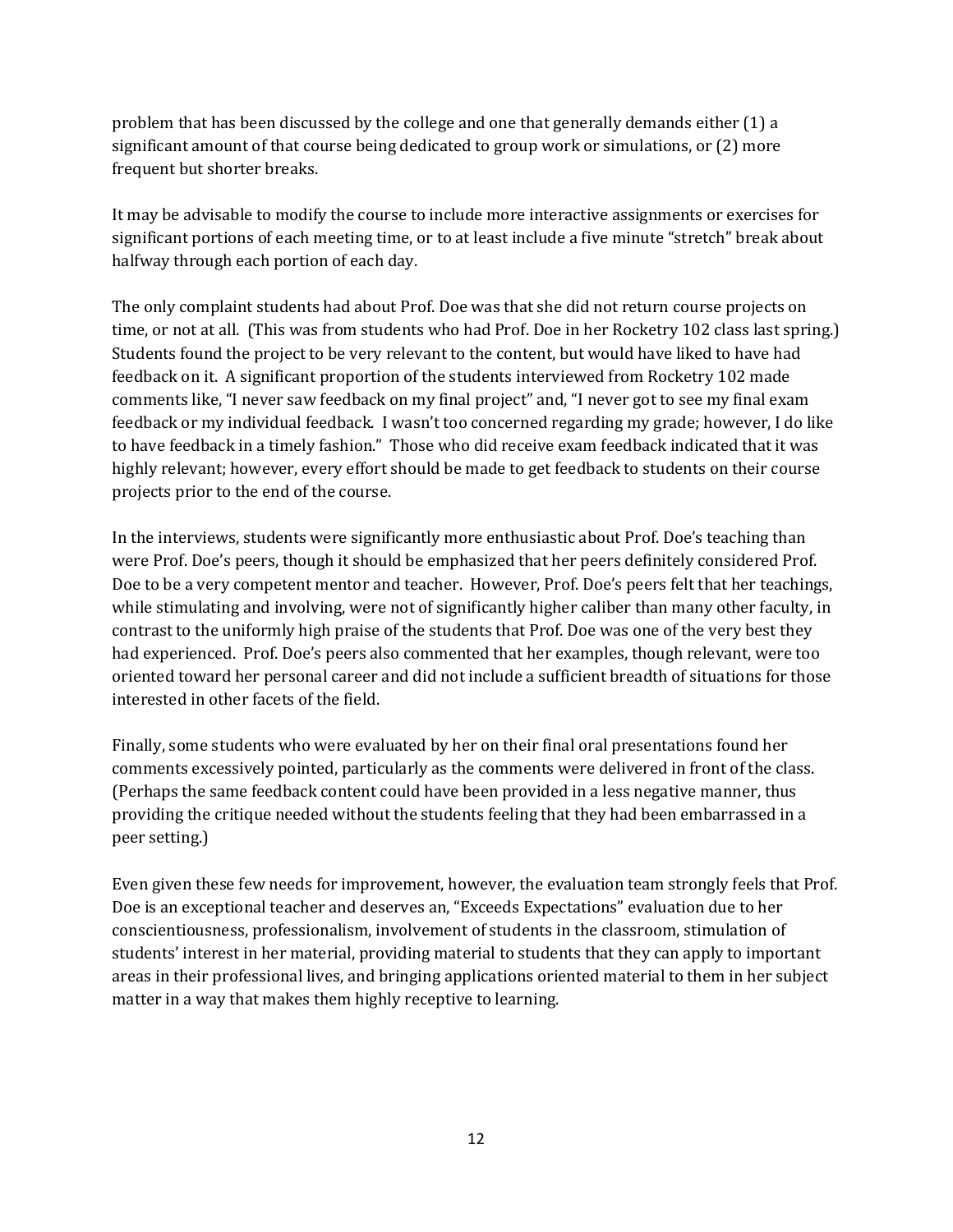problem that has been discussed by the college and one that generally demands either (1) a significant amount of that course being dedicated to group work or simulations, or (2) more frequent but shorter breaks.

It may be advisable to modify the course to include more interactive assignments or exercises for significant portions of each meeting time, or to at least include a five minute "stretch" break about halfway through each portion of each day.

The only complaint students had about Prof. Doe was that she did not return course projects on time, or not at all. (This was from students who had Prof. Doe in her Rocketry 102 class last spring.) Students found the project to be very relevant to the content, but would have liked to have had feedback on it. A significant proportion of the students interviewed from Rocketry 102 made comments like, "I never saw feedback on my final project" and, "I never got to see my final exam feedback or my individual feedback. I wasn't too concerned regarding my grade; however, I do like to have feedback in a timely fashion." Those who did receive exam feedback indicated that it was highly relevant; however, every effort should be made to get feedback to students on their course projects prior to the end of the course.

In the interviews, students were significantly more enthusiastic about Prof. Doe's teaching than were Prof. Doe's peers, though it should be emphasized that her peers definitely considered Prof. Doe to be a very competent mentor and teacher. However, Prof. Doe's peers felt that her teachings, while stimulating and involving, were not of significantly higher caliber than many other faculty, in contrast to the uniformly high praise of the students that Prof. Doe was one of the very best they had experienced. Prof. Doe's peers also commented that her examples, though relevant, were too oriented toward her personal career and did not include a sufficient breadth of situations for those interested in other facets of the field.

Finally, some students who were evaluated by her on their final oral presentations found her comments excessively pointed, particularly as the comments were delivered in front of the class. (Perhaps the same feedback content could have been provided in a less negative manner, thus providing the critique needed without the students feeling that they had been embarrassed in a peer setting.)

Even given these few needs for improvement, however, the evaluation team strongly feels that Prof. Doe is an exceptional teacher and deserves an, "Exceeds Expectations" evaluation due to her conscientiousness, professionalism, involvement of students in the classroom, stimulation of students' interest in her material, providing material to students that they can apply to important areas in their professional lives, and bringing applications oriented material to them in her subject matter in a way that makes them highly receptive to learning.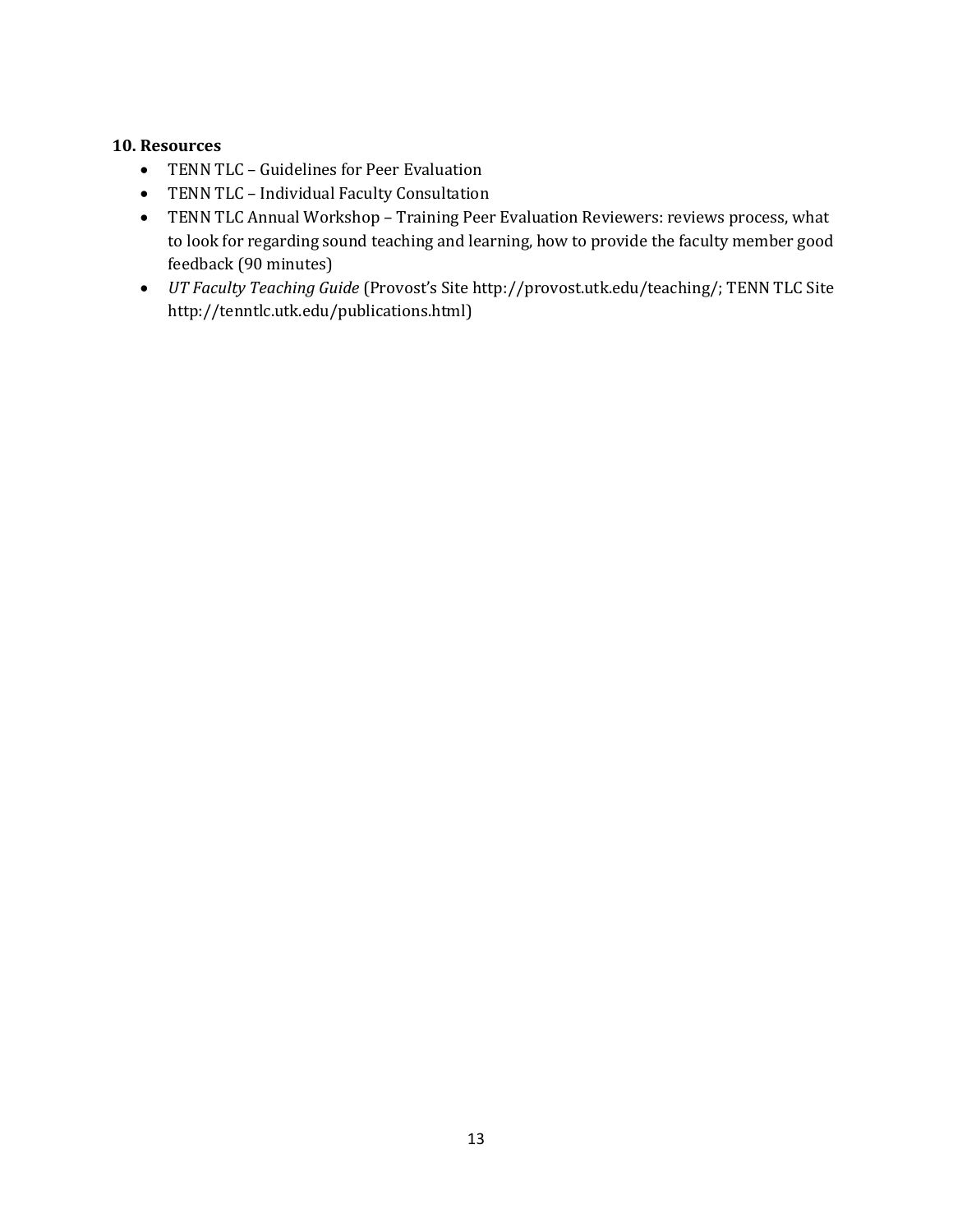**10. Resources**

- TENN TLC – Guidelines for Peer Evaluation
- TENN TLC – Individual Faculty Consultation
- TENN TLC Annual Workshop – Training Peer Evaluation Reviewers: reviews process, what to look for regarding sound teaching and learning, how to provide the faculty member good feedback (90 minutes)
- *UT Faculty Teaching Guide* (Provost's Site http://provost.utk.edu/teaching/; TENN TLC Site http://tenntlc.utk.edu/publications.html)